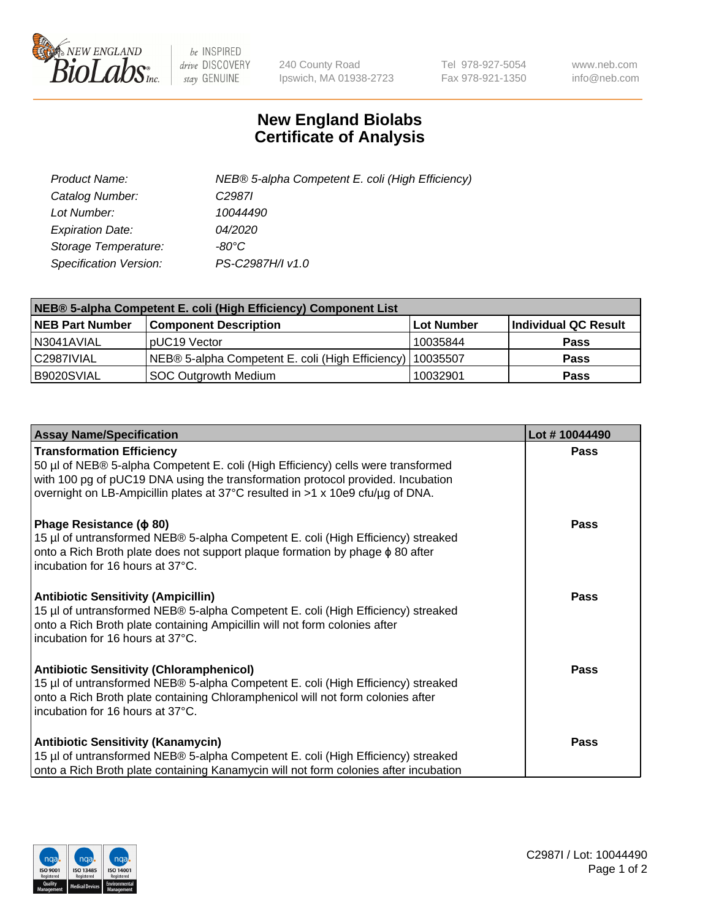New England BioLabs Inc. — be INSPIRED drive DISCOVERY stay GENUINE

240 County Road
Ipswich, MA 01938-2723

Tel 978-927-5054
Fax 978-921-1350

www.neb.com
info@neb.com

# New England Biolabs Certificate of Analysis

| | |
|---|---|
| *Product Name:* | *NEB® 5-alpha Competent E. coli (High Efficiency)* |
| *Catalog Number:* | *C2987I* |
| *Lot Number:* | *10044490* |
| *Expiration Date:* | *04/2020* |
| *Storage Temperature:* | *-80°C* |
| *Specification Version:* | *PS-C2987H/I v1.0* |

| NEB® 5-alpha Competent E. coli (High Efficiency) Component List | | | |
|---|---|---|---|
| **NEB Part Number** | **Component Description** | **Lot Number** | **Individual QC Result** |
| N3041AVIAL | pUC19 Vector | 10035844 | **Pass** |
| C2987IVIAL | NEB® 5-alpha Competent E. coli (High Efficiency) | 10035507 | **Pass** |
| B9020SVIAL | SOC Outgrowth Medium | 10032901 | **Pass** |

| Assay Name/Specification | Lot # 10044490 |
|---|---|
| **Transformation Efficiency**<br>50 µl of NEB® 5-alpha Competent E. coli (High Efficiency) cells were transformed with 100 pg of pUC19 DNA using the transformation protocol provided. Incubation overnight on LB-Ampicillin plates at 37°C resulted in >1 x 10e9 cfu/µg of DNA. | **Pass** |
| **Phage Resistance (ϕ 80)**<br>15 µl of untransformed NEB® 5-alpha Competent E. coli (High Efficiency) streaked onto a Rich Broth plate does not support plaque formation by phage ϕ 80 after incubation for 16 hours at 37°C. | **Pass** |
| **Antibiotic Sensitivity (Ampicillin)**<br>15 µl of untransformed NEB® 5-alpha Competent E. coli (High Efficiency) streaked onto a Rich Broth plate containing Ampicillin will not form colonies after incubation for 16 hours at 37°C. | **Pass** |
| **Antibiotic Sensitivity (Chloramphenicol)**<br>15 µl of untransformed NEB® 5-alpha Competent E. coli (High Efficiency) streaked onto a Rich Broth plate containing Chloramphenicol will not form colonies after incubation for 16 hours at 37°C. | **Pass** |
| **Antibiotic Sensitivity (Kanamycin)**<br>15 µl of untransformed NEB® 5-alpha Competent E. coli (High Efficiency) streaked onto a Rich Broth plate containing Kanamycin will not form colonies after incubation | **Pass** |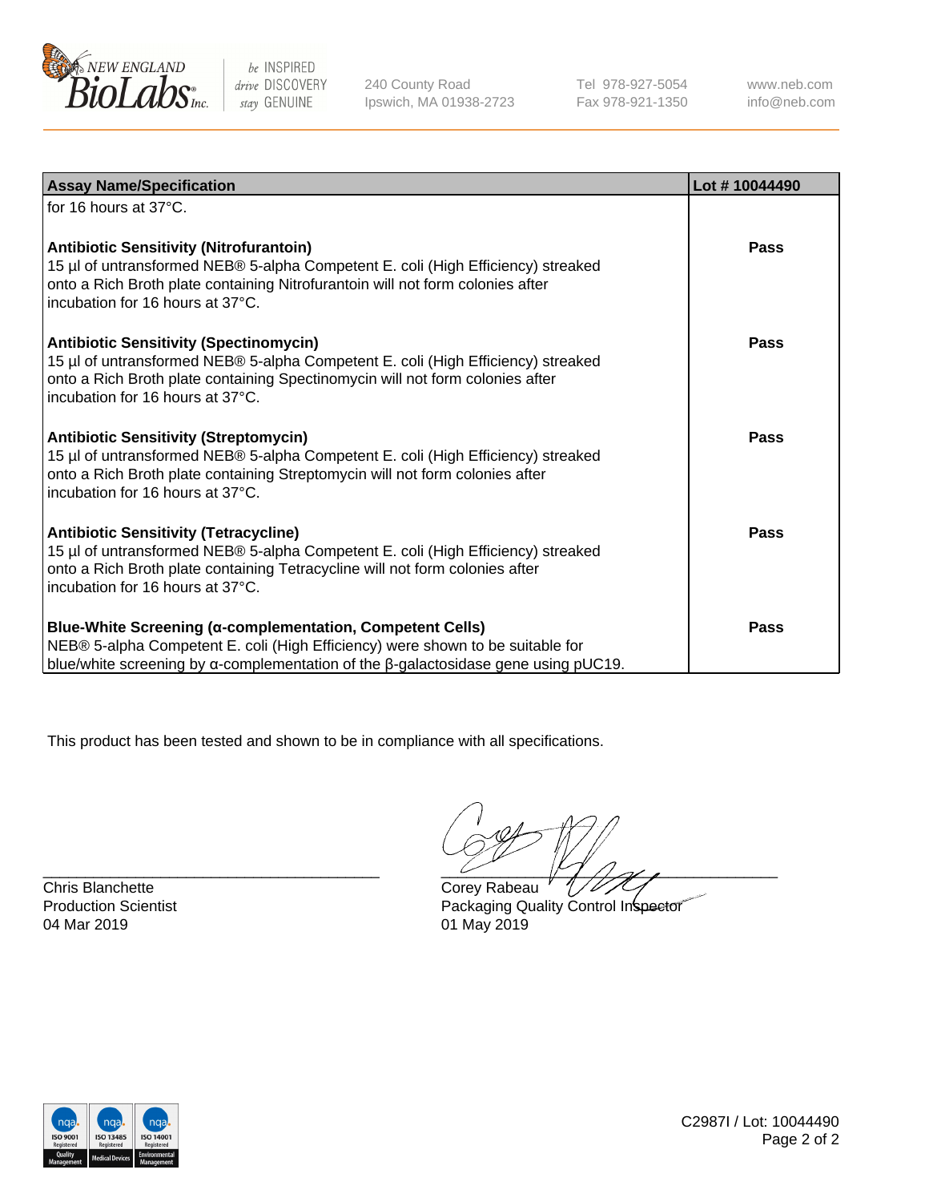| Assay Name/Specification | Lot # 10044490 |
|---|---|
| for 16 hours at 37°C. | |
| **Antibiotic Sensitivity (Nitrofurantoin)**<br>15 µl of untransformed NEB® 5-alpha Competent E. coli (High Efficiency) streaked onto a Rich Broth plate containing Nitrofurantoin will not form colonies after incubation for 16 hours at 37°C. | **Pass** |
| **Antibiotic Sensitivity (Spectinomycin)**<br>15 µl of untransformed NEB® 5-alpha Competent E. coli (High Efficiency) streaked onto a Rich Broth plate containing Spectinomycin will not form colonies after incubation for 16 hours at 37°C. | **Pass** |
| **Antibiotic Sensitivity (Streptomycin)**<br>15 µl of untransformed NEB® 5-alpha Competent E. coli (High Efficiency) streaked onto a Rich Broth plate containing Streptomycin will not form colonies after incubation for 16 hours at 37°C. | **Pass** |
| **Antibiotic Sensitivity (Tetracycline)**<br>15 µl of untransformed NEB® 5-alpha Competent E. coli (High Efficiency) streaked onto a Rich Broth plate containing Tetracycline will not form colonies after incubation for 16 hours at 37°C. | **Pass** |
| **Blue-White Screening (α-complementation, Competent Cells)**<br>NEB® 5-alpha Competent E. coli (High Efficiency) were shown to be suitable for blue/white screening by α-complementation of the β-galactosidase gene using pUC19. | **Pass** |

This product has been tested and shown to be in compliance with all specifications.

Chris Blanchette
Production Scientist
04 Mar 2019

Corey Rabeau
Packaging Quality Control Inspector
01 May 2019

C2987I / Lot: 10044490